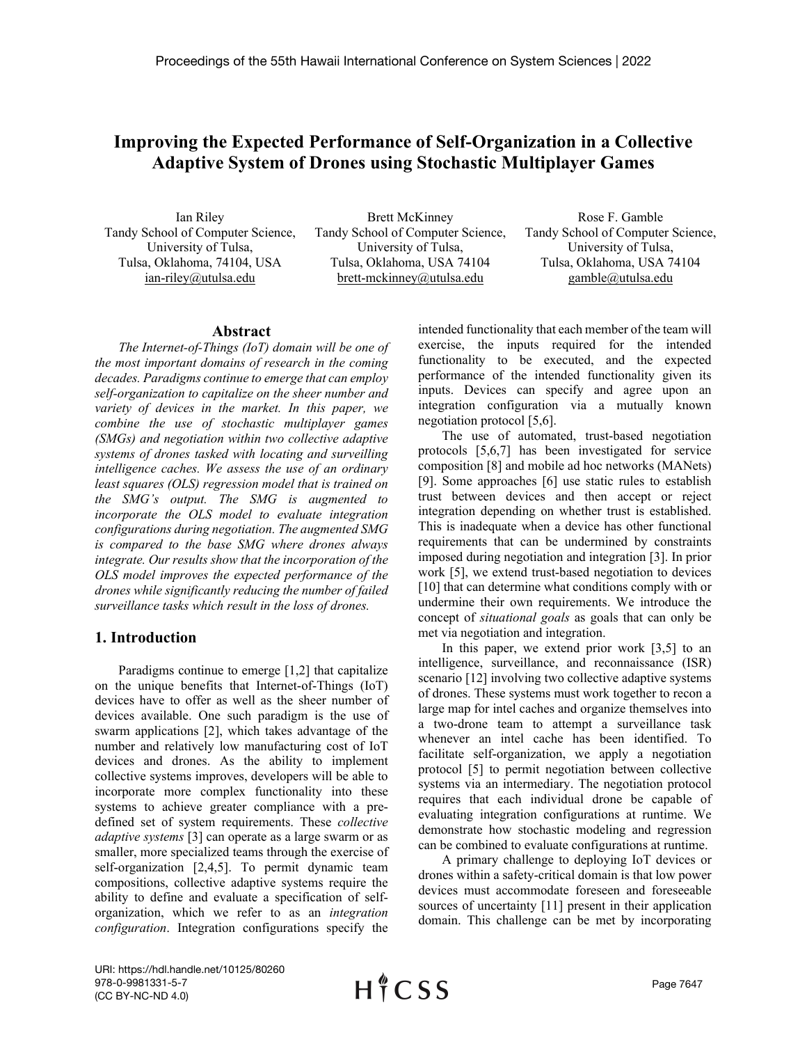# Improving the Expected Performance of Self-Organization in a Collective Adaptive System of Drones using Stochastic Multiplayer Games

Ian Riley
Tandy School of Computer Science,
University of Tulsa,
Tulsa, Oklahoma, 74104, USA
ian-riley@utulsa.edu

Brett McKinney
Tandy School of Computer Science,
University of Tulsa,
Tulsa, Oklahoma, USA 74104
brett-mckinney@utulsa.edu

Rose F. Gamble
Tandy School of Computer Science,
University of Tulsa,
Tulsa, Oklahoma, USA 74104
gamble@utulsa.edu

## Abstract

*The Internet-of-Things (IoT) domain will be one of the most important domains of research in the coming decades. Paradigms continue to emerge that can employ self-organization to capitalize on the sheer number and variety of devices in the market. In this paper, we combine the use of stochastic multiplayer games (SMGs) and negotiation within two collective adaptive systems of drones tasked with locating and surveilling intelligence caches. We assess the use of an ordinary least squares (OLS) regression model that is trained on the SMG's output. The SMG is augmented to incorporate the OLS model to evaluate integration configurations during negotiation. The augmented SMG is compared to the base SMG where drones always integrate. Our results show that the incorporation of the OLS model improves the expected performance of the drones while significantly reducing the number of failed surveillance tasks which result in the loss of drones.*

## 1. Introduction

Paradigms continue to emerge [1,2] that capitalize on the unique benefits that Internet-of-Things (IoT) devices have to offer as well as the sheer number of devices available. One such paradigm is the use of swarm applications [2], which takes advantage of the number and relatively low manufacturing cost of IoT devices and drones. As the ability to implement collective systems improves, developers will be able to incorporate more complex functionality into these systems to achieve greater compliance with a pre-defined set of system requirements. These *collective adaptive systems* [3] can operate as a large swarm or as smaller, more specialized teams through the exercise of self-organization [2,4,5]. To permit dynamic team compositions, collective adaptive systems require the ability to define and evaluate a specification of self-organization, which we refer to as an *integration configuration*. Integration configurations specify the intended functionality that each member of the team will exercise, the inputs required for the intended functionality to be executed, and the expected performance of the intended functionality given its inputs. Devices can specify and agree upon an integration configuration via a mutually known negotiation protocol [5,6].

The use of automated, trust-based negotiation protocols [5,6,7] has been investigated for service composition [8] and mobile ad hoc networks (MANets) [9]. Some approaches [6] use static rules to establish trust between devices and then accept or reject integration depending on whether trust is established. This is inadequate when a device has other functional requirements that can be undermined by constraints imposed during negotiation and integration [3]. In prior work [5], we extend trust-based negotiation to devices [10] that can determine what conditions comply with or undermine their own requirements. We introduce the concept of *situational goals* as goals that can only be met via negotiation and integration.

In this paper, we extend prior work [3,5] to an intelligence, surveillance, and reconnaissance (ISR) scenario [12] involving two collective adaptive systems of drones. These systems must work together to recon a large map for intel caches and organize themselves into a two-drone team to attempt a surveillance task whenever an intel cache has been identified. To facilitate self-organization, we apply a negotiation protocol [5] to permit negotiation between collective systems via an intermediary. The negotiation protocol requires that each individual drone be capable of evaluating integration configurations at runtime. We demonstrate how stochastic modeling and regression can be combined to evaluate configurations at runtime.

A primary challenge to deploying IoT devices or drones within a safety-critical domain is that low power devices must accommodate foreseen and foreseeable sources of uncertainty [11] present in their application domain. This challenge can be met by incorporating

URI: https://hdl.handle.net/10125/80260
978-0-9981331-5-7
(CC BY-NC-ND 4.0)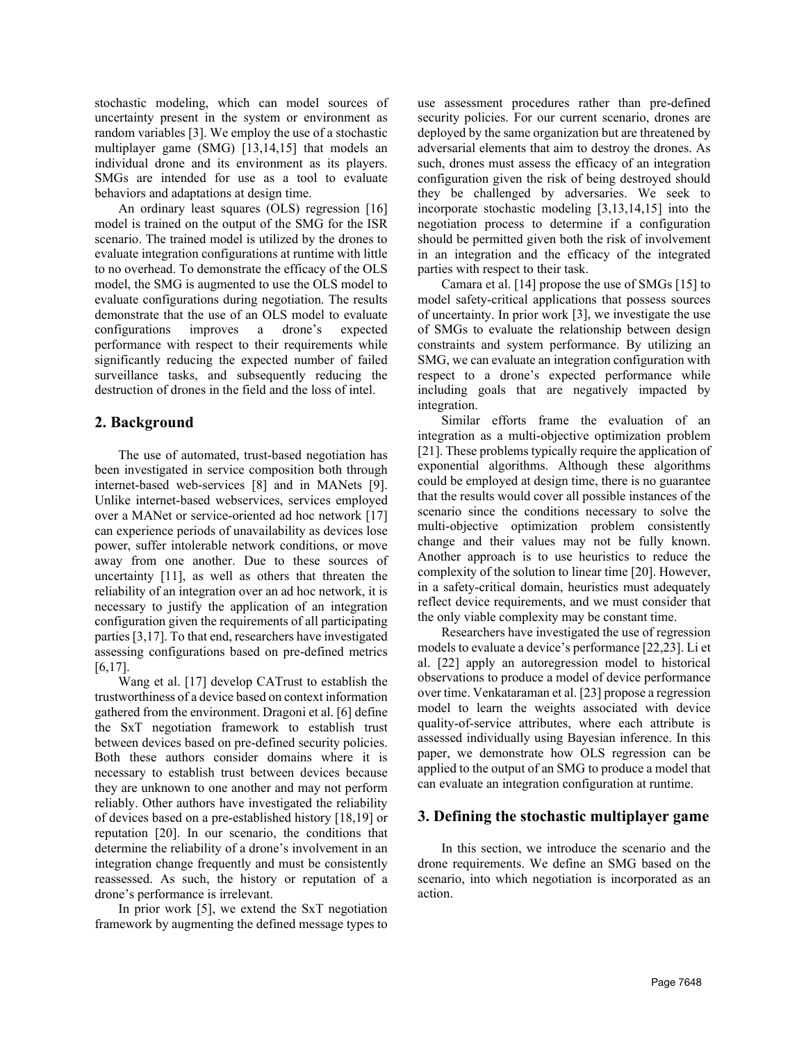stochastic modeling, which can model sources of uncertainty present in the system or environment as random variables [3]. We employ the use of a stochastic multiplayer game (SMG) [13,14,15] that models an individual drone and its environment as its players. SMGs are intended for use as a tool to evaluate behaviors and adaptations at design time.

An ordinary least squares (OLS) regression [16] model is trained on the output of the SMG for the ISR scenario. The trained model is utilized by the drones to evaluate integration configurations at runtime with little to no overhead. To demonstrate the efficacy of the OLS model, the SMG is augmented to use the OLS model to evaluate configurations during negotiation. The results demonstrate that the use of an OLS model to evaluate configurations improves a drone's expected performance with respect to their requirements while significantly reducing the expected number of failed surveillance tasks, and subsequently reducing the destruction of drones in the field and the loss of intel.

## 2. Background

The use of automated, trust-based negotiation has been investigated in service composition both through internet-based web-services [8] and in MANets [9]. Unlike internet-based webservices, services employed over a MANet or service-oriented ad hoc network [17] can experience periods of unavailability as devices lose power, suffer intolerable network conditions, or move away from one another. Due to these sources of uncertainty [11], as well as others that threaten the reliability of an integration over an ad hoc network, it is necessary to justify the application of an integration configuration given the requirements of all participating parties [3,17]. To that end, researchers have investigated assessing configurations based on pre-defined metrics [6,17].

Wang et al. [17] develop CATrust to establish the trustworthiness of a device based on context information gathered from the environment. Dragoni et al. [6] define the SxT negotiation framework to establish trust between devices based on pre-defined security policies. Both these authors consider domains where it is necessary to establish trust between devices because they are unknown to one another and may not perform reliably. Other authors have investigated the reliability of devices based on a pre-established history [18,19] or reputation [20]. In our scenario, the conditions that determine the reliability of a drone's involvement in an integration change frequently and must be consistently reassessed. As such, the history or reputation of a drone's performance is irrelevant.

In prior work [5], we extend the SxT negotiation framework by augmenting the defined message types to use assessment procedures rather than pre-defined security policies. For our current scenario, drones are deployed by the same organization but are threatened by adversarial elements that aim to destroy the drones. As such, drones must assess the efficacy of an integration configuration given the risk of being destroyed should they be challenged by adversaries. We seek to incorporate stochastic modeling [3,13,14,15] into the negotiation process to determine if a configuration should be permitted given both the risk of involvement in an integration and the efficacy of the integrated parties with respect to their task.

Camara et al. [14] propose the use of SMGs [15] to model safety-critical applications that possess sources of uncertainty. In prior work [3], we investigate the use of SMGs to evaluate the relationship between design constraints and system performance. By utilizing an SMG, we can evaluate an integration configuration with respect to a drone's expected performance while including goals that are negatively impacted by integration.

Similar efforts frame the evaluation of an integration as a multi-objective optimization problem [21]. These problems typically require the application of exponential algorithms. Although these algorithms could be employed at design time, there is no guarantee that the results would cover all possible instances of the scenario since the conditions necessary to solve the multi-objective optimization problem consistently change and their values may not be fully known. Another approach is to use heuristics to reduce the complexity of the solution to linear time [20]. However, in a safety-critical domain, heuristics must adequately reflect device requirements, and we must consider that the only viable complexity may be constant time.

Researchers have investigated the use of regression models to evaluate a device's performance [22,23]. Li et al. [22] apply an autoregression model to historical observations to produce a model of device performance over time. Venkataraman et al. [23] propose a regression model to learn the weights associated with device quality-of-service attributes, where each attribute is assessed individually using Bayesian inference. In this paper, we demonstrate how OLS regression can be applied to the output of an SMG to produce a model that can evaluate an integration configuration at runtime.

## 3. Defining the stochastic multiplayer game

In this section, we introduce the scenario and the drone requirements. We define an SMG based on the scenario, into which negotiation is incorporated as an action.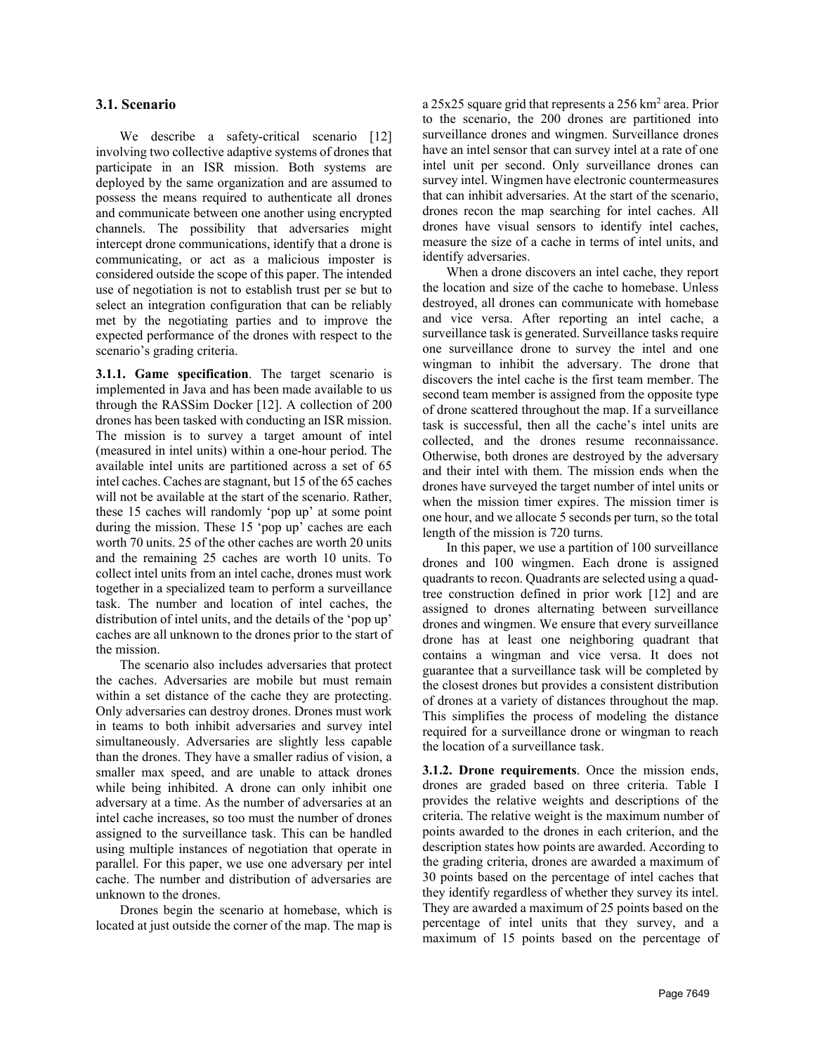### 3.1. Scenario

We describe a safety-critical scenario [12] involving two collective adaptive systems of drones that participate in an ISR mission. Both systems are deployed by the same organization and are assumed to possess the means required to authenticate all drones and communicate between one another using encrypted channels. The possibility that adversaries might intercept drone communications, identify that a drone is communicating, or act as a malicious imposter is considered outside the scope of this paper. The intended use of negotiation is not to establish trust per se but to select an integration configuration that can be reliably met by the negotiating parties and to improve the expected performance of the drones with respect to the scenario's grading criteria.

**3.1.1. Game specification**. The target scenario is implemented in Java and has been made available to us through the RASSim Docker [12]. A collection of 200 drones has been tasked with conducting an ISR mission. The mission is to survey a target amount of intel (measured in intel units) within a one-hour period. The available intel units are partitioned across a set of 65 intel caches. Caches are stagnant, but 15 of the 65 caches will not be available at the start of the scenario. Rather, these 15 caches will randomly 'pop up' at some point during the mission. These 15 'pop up' caches are each worth 70 units. 25 of the other caches are worth 20 units and the remaining 25 caches are worth 10 units. To collect intel units from an intel cache, drones must work together in a specialized team to perform a surveillance task. The number and location of intel caches, the distribution of intel units, and the details of the 'pop up' caches are all unknown to the drones prior to the start of the mission.

The scenario also includes adversaries that protect the caches. Adversaries are mobile but must remain within a set distance of the cache they are protecting. Only adversaries can destroy drones. Drones must work in teams to both inhibit adversaries and survey intel simultaneously. Adversaries are slightly less capable than the drones. They have a smaller radius of vision, a smaller max speed, and are unable to attack drones while being inhibited. A drone can only inhibit one adversary at a time. As the number of adversaries at an intel cache increases, so too must the number of drones assigned to the surveillance task. This can be handled using multiple instances of negotiation that operate in parallel. For this paper, we use one adversary per intel cache. The number and distribution of adversaries are unknown to the drones.

Drones begin the scenario at homebase, which is located at just outside the corner of the map. The map is a 25x25 square grid that represents a 256 km$^2$ area. Prior to the scenario, the 200 drones are partitioned into surveillance drones and wingmen. Surveillance drones have an intel sensor that can survey intel at a rate of one intel unit per second. Only surveillance drones can survey intel. Wingmen have electronic countermeasures that can inhibit adversaries. At the start of the scenario, drones recon the map searching for intel caches. All drones have visual sensors to identify intel caches, measure the size of a cache in terms of intel units, and identify adversaries.

When a drone discovers an intel cache, they report the location and size of the cache to homebase. Unless destroyed, all drones can communicate with homebase and vice versa. After reporting an intel cache, a surveillance task is generated. Surveillance tasks require one surveillance drone to survey the intel and one wingman to inhibit the adversary. The drone that discovers the intel cache is the first team member. The second team member is assigned from the opposite type of drone scattered throughout the map. If a surveillance task is successful, then all the cache's intel units are collected, and the drones resume reconnaissance. Otherwise, both drones are destroyed by the adversary and their intel with them. The mission ends when the drones have surveyed the target number of intel units or when the mission timer expires. The mission timer is one hour, and we allocate 5 seconds per turn, so the total length of the mission is 720 turns.

In this paper, we use a partition of 100 surveillance drones and 100 wingmen. Each drone is assigned quadrants to recon. Quadrants are selected using a quad-tree construction defined in prior work [12] and are assigned to drones alternating between surveillance drones and wingmen. We ensure that every surveillance drone has at least one neighboring quadrant that contains a wingman and vice versa. It does not guarantee that a surveillance task will be completed by the closest drones but provides a consistent distribution of drones at a variety of distances throughout the map. This simplifies the process of modeling the distance required for a surveillance drone or wingman to reach the location of a surveillance task.

**3.1.2. Drone requirements**. Once the mission ends, drones are graded based on three criteria. Table I provides the relative weights and descriptions of the criteria. The relative weight is the maximum number of points awarded to the drones in each criterion, and the description states how points are awarded. According to the grading criteria, drones are awarded a maximum of 30 points based on the percentage of intel caches that they identify regardless of whether they survey its intel. They are awarded a maximum of 25 points based on the percentage of intel units that they survey, and a maximum of 15 points based on the percentage of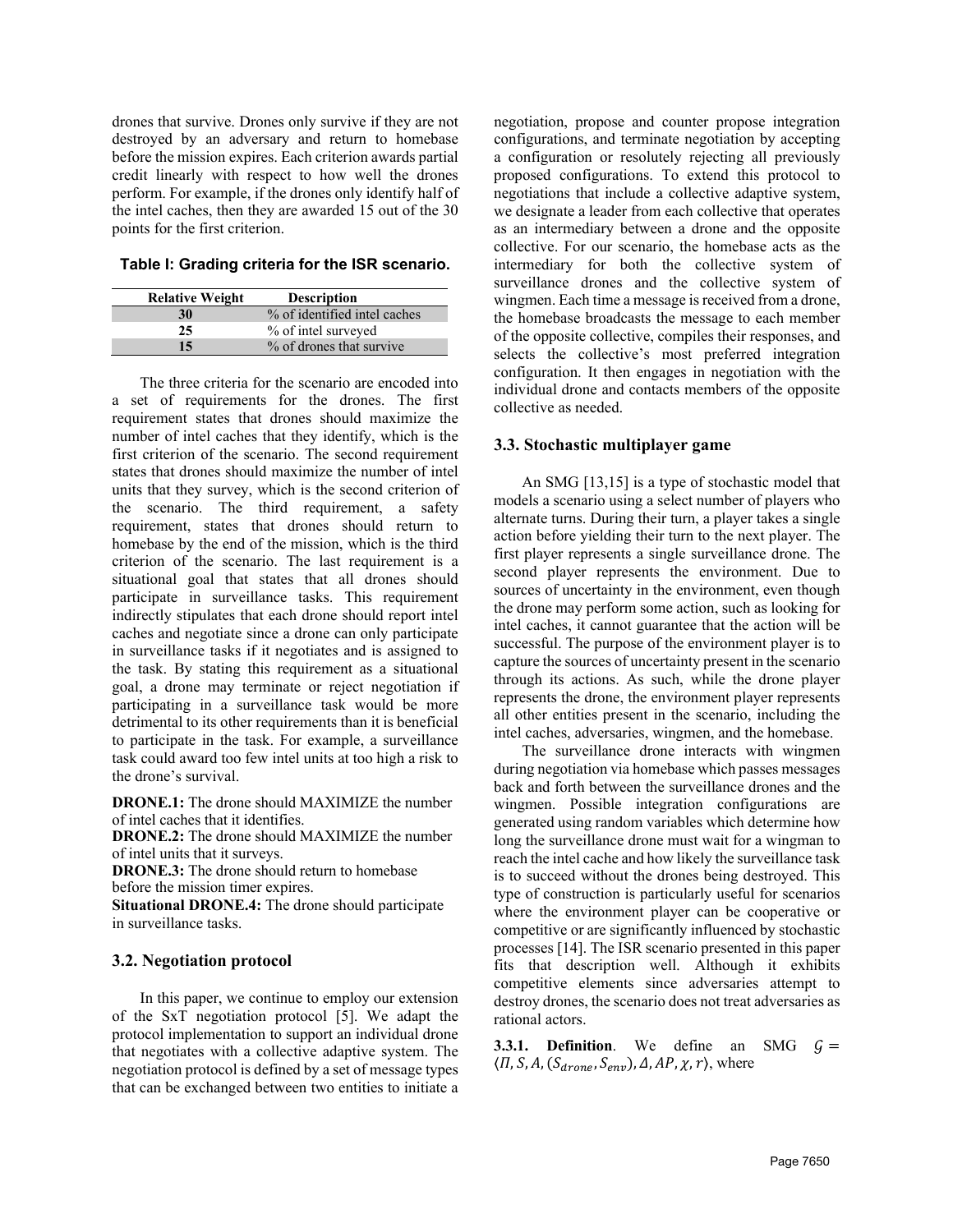drones that survive. Drones only survive if they are not destroyed by an adversary and return to homebase before the mission expires. Each criterion awards partial credit linearly with respect to how well the drones perform. For example, if the drones only identify half of the intel caches, then they are awarded 15 out of the 30 points for the first criterion.

**Table I: Grading criteria for the ISR scenario.**

| Relative Weight | Description |
|---|---|
| 30 | % of identified intel caches |
| 25 | % of intel surveyed |
| 15 | % of drones that survive |

The three criteria for the scenario are encoded into a set of requirements for the drones. The first requirement states that drones should maximize the number of intel caches that they identify, which is the first criterion of the scenario. The second requirement states that drones should maximize the number of intel units that they survey, which is the second criterion of the scenario. The third requirement, a safety requirement, states that drones should return to homebase by the end of the mission, which is the third criterion of the scenario. The last requirement is a situational goal that states that all drones should participate in surveillance tasks. This requirement indirectly stipulates that each drone should report intel caches and negotiate since a drone can only participate in surveillance tasks if it negotiates and is assigned to the task. By stating this requirement as a situational goal, a drone may terminate or reject negotiation if participating in a surveillance task would be more detrimental to its other requirements than it is beneficial to participate in the task. For example, a surveillance task could award too few intel units at too high a risk to the drone's survival.

**DRONE.1:** The drone should MAXIMIZE the number of intel caches that it identifies.
**DRONE.2:** The drone should MAXIMIZE the number of intel units that it surveys.
**DRONE.3:** The drone should return to homebase before the mission timer expires.
**Situational DRONE.4:** The drone should participate in surveillance tasks.

### 3.2. Negotiation protocol

In this paper, we continue to employ our extension of the SxT negotiation protocol [5]. We adapt the protocol implementation to support an individual drone that negotiates with a collective adaptive system. The negotiation protocol is defined by a set of message types that can be exchanged between two entities to initiate a negotiation, propose and counter propose integration configurations, and terminate negotiation by accepting a configuration or resolutely rejecting all previously proposed configurations. To extend this protocol to negotiations that include a collective adaptive system, we designate a leader from each collective that operates as an intermediary between a drone and the opposite collective. For our scenario, the homebase acts as the intermediary for both the collective system of surveillance drones and the collective system of wingmen. Each time a message is received from a drone, the homebase broadcasts the message to each member of the opposite collective, compiles their responses, and selects the collective's most preferred integration configuration. It then engages in negotiation with the individual drone and contacts members of the opposite collective as needed.

### 3.3. Stochastic multiplayer game

An SMG [13,15] is a type of stochastic model that models a scenario using a select number of players who alternate turns. During their turn, a player takes a single action before yielding their turn to the next player. The first player represents a single surveillance drone. The second player represents the environment. Due to sources of uncertainty in the environment, even though the drone may perform some action, such as looking for intel caches, it cannot guarantee that the action will be successful. The purpose of the environment player is to capture the sources of uncertainty present in the scenario through its actions. As such, while the drone player represents the drone, the environment player represents all other entities present in the scenario, including the intel caches, adversaries, wingmen, and the homebase.

The surveillance drone interacts with wingmen during negotiation via homebase which passes messages back and forth between the surveillance drones and the wingmen. Possible integration configurations are generated using random variables which determine how long the surveillance drone must wait for a wingman to reach the intel cache and how likely the surveillance task is to succeed without the drones being destroyed. This type of construction is particularly useful for scenarios where the environment player can be cooperative or competitive or are significantly influenced by stochastic processes [14]. The ISR scenario presented in this paper fits that description well. Although it exhibits competitive elements since adversaries attempt to destroy drones, the scenario does not treat adversaries as rational actors.

**3.3.1. Definition**. We define an SMG $\mathcal{G} = \langle \Pi, S, A, (S_{drone}, S_{env}), \Delta, AP, \chi, r \rangle$, where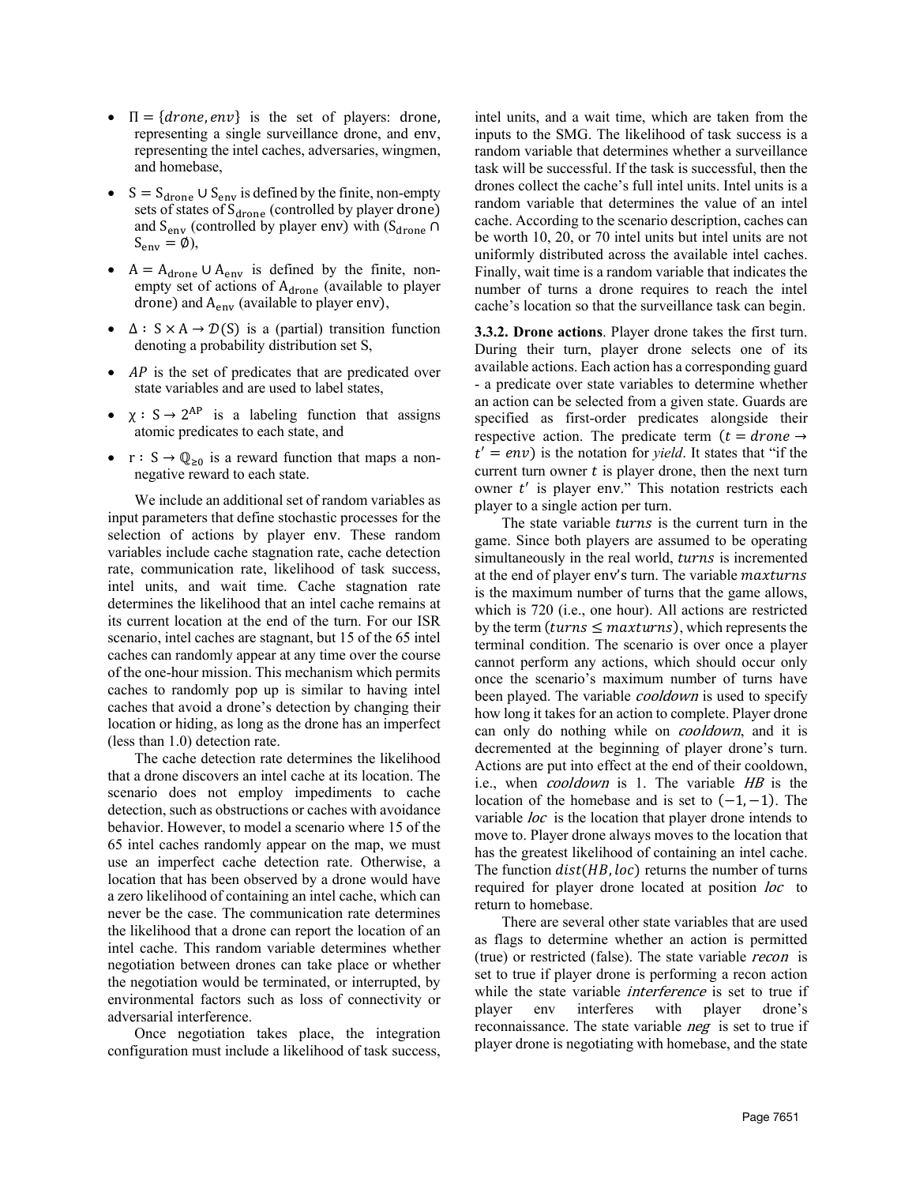- $\Pi = \{drone, env\}$ is the set of players: drone, representing a single surveillance drone, and env, representing the intel caches, adversaries, wingmen, and homebase,
- $S = S_{drone} \cup S_{env}$ is defined by the finite, non-empty sets of states of $S_{drone}$ (controlled by player drone) and $S_{env}$ (controlled by player env) with ($S_{drone} \cap S_{env} = \emptyset$),
- $A = A_{drone} \cup A_{env}$ is defined by the finite, non-empty set of actions of $A_{drone}$ (available to player drone) and $A_{env}$ (available to player env),
- $\Delta : S \times A \rightarrow \mathcal{D}(S)$ is a (partial) transition function denoting a probability distribution set S,
- $AP$ is the set of predicates that are predicated over state variables and are used to label states,
- $\chi : S \rightarrow 2^{AP}$ is a labeling function that assigns atomic predicates to each state, and
- $r : S \rightarrow \mathbb{Q}_{\geq 0}$ is a reward function that maps a non-negative reward to each state.

We include an additional set of random variables as input parameters that define stochastic processes for the selection of actions by player env. These random variables include cache stagnation rate, cache detection rate, communication rate, likelihood of task success, intel units, and wait time. Cache stagnation rate determines the likelihood that an intel cache remains at its current location at the end of the turn. For our ISR scenario, intel caches are stagnant, but 15 of the 65 intel caches can randomly appear at any time over the course of the one-hour mission. This mechanism which permits caches to randomly pop up is similar to having intel caches that avoid a drone's detection by changing their location or hiding, as long as the drone has an imperfect (less than 1.0) detection rate.

The cache detection rate determines the likelihood that a drone discovers an intel cache at its location. The scenario does not employ impediments to cache detection, such as obstructions or caches with avoidance behavior. However, to model a scenario where 15 of the 65 intel caches randomly appear on the map, we must use an imperfect cache detection rate. Otherwise, a location that has been observed by a drone would have a zero likelihood of containing an intel cache, which can never be the case. The communication rate determines the likelihood that a drone can report the location of an intel cache. This random variable determines whether negotiation between drones can take place or whether the negotiation would be terminated, or interrupted, by environmental factors such as loss of connectivity or adversarial interference.

Once negotiation takes place, the integration configuration must include a likelihood of task success, intel units, and a wait time, which are taken from the inputs to the SMG. The likelihood of task success is a random variable that determines whether a surveillance task will be successful. If the task is successful, then the drones collect the cache's full intel units. Intel units is a random variable that determines the value of an intel cache. According to the scenario description, caches can be worth 10, 20, or 70 intel units but intel units are not uniformly distributed across the available intel caches. Finally, wait time is a random variable that indicates the number of turns a drone requires to reach the intel cache's location so that the surveillance task can begin.

**3.3.2. Drone actions**. Player drone takes the first turn. During their turn, player drone selects one of its available actions. Each action has a corresponding guard - a predicate over state variables to determine whether an action can be selected from a given state. Guards are specified as first-order predicates alongside their respective action. The predicate term $(t = drone \rightarrow t' = env)$ is the notation for *yield*. It states that "if the current turn owner $t$ is player drone, then the next turn owner $t'$ is player env." This notation restricts each player to a single action per turn.

The state variable $turns$ is the current turn in the game. Since both players are assumed to be operating simultaneously in the real world, $turns$ is incremented at the end of player env's turn. The variable $maxturns$ is the maximum number of turns that the game allows, which is 720 (i.e., one hour). All actions are restricted by the term $(turns \leq maxturns)$, which represents the terminal condition. The scenario is over once a player cannot perform any actions, which should occur only once the scenario's maximum number of turns have been played. The variable $cooldown$ is used to specify how long it takes for an action to complete. Player drone can only do nothing while on $cooldown$, and it is decremented at the beginning of player drone's turn. Actions are put into effect at the end of their cooldown, i.e., when $cooldown$ is 1. The variable $HB$ is the location of the homebase and is set to $(-1, -1)$. The variable $loc$ is the location that player drone intends to move to. Player drone always moves to the location that has the greatest likelihood of containing an intel cache. The function $dist(HB, loc)$ returns the number of turns required for player drone located at position $loc$ to return to homebase.

There are several other state variables that are used as flags to determine whether an action is permitted (true) or restricted (false). The state variable $recon$ is set to true if player drone is performing a recon action while the state variable $interference$ is set to true if player env interferes with player drone's reconnaissance. The state variable $neg$ is set to true if player drone is negotiating with homebase, and the state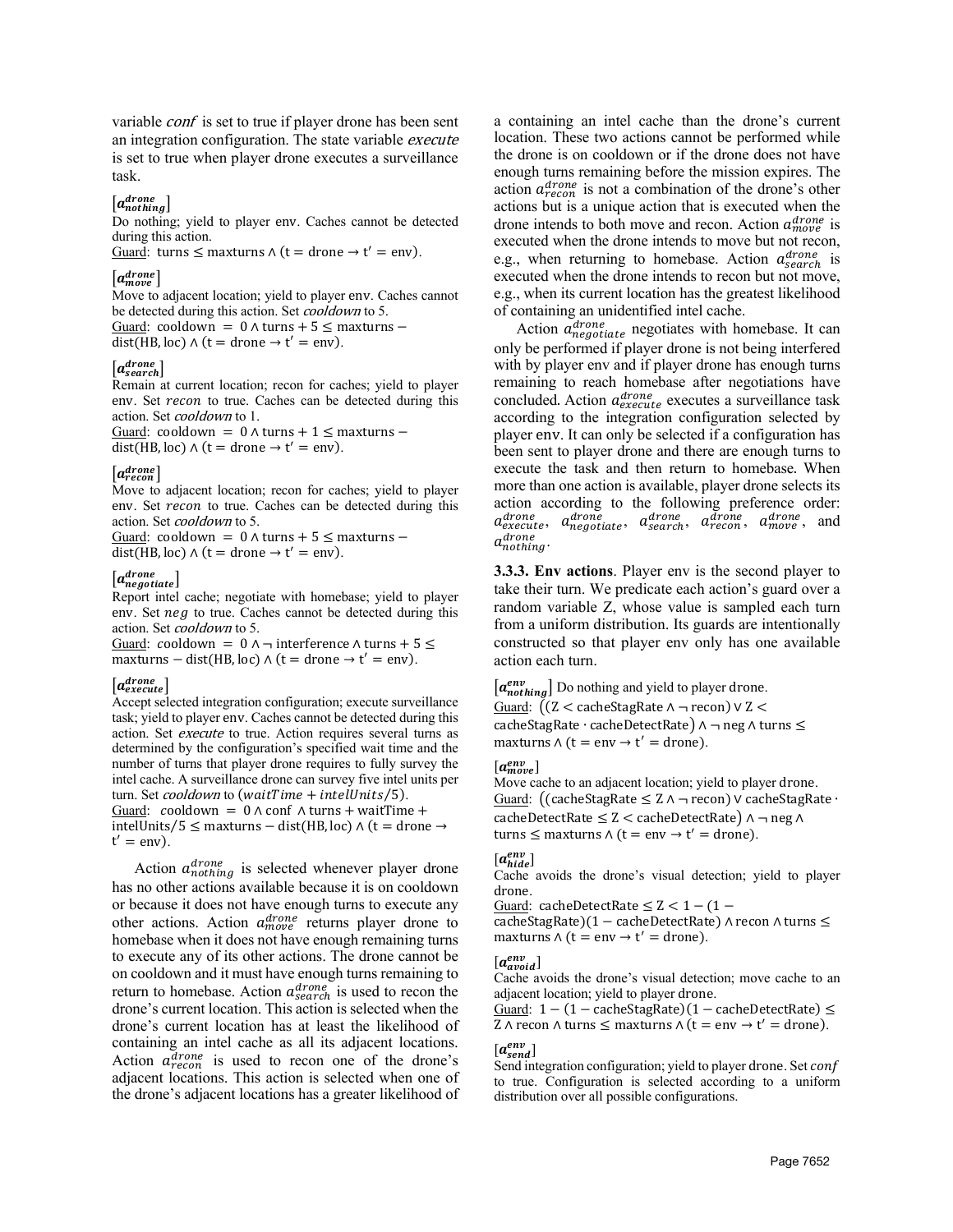variable *conf* is set to true if player drone has been sent an integration configuration. The state variable *execute* is set to true when player drone executes a surveillance task.

$[a^{drone}_{nothing}]$

Do nothing; yield to player env. Caches cannot be detected during this action.

Guard: $\text{turns} \leq \text{maxturns} \wedge (\text{t} = \text{drone} \rightarrow \text{t}' = \text{env})$.

$[a^{drone}_{move}]$

Move to adjacent location; yield to player env. Caches cannot be detected during this action. Set *cooldown* to 5.

Guard: $\text{cooldown} = 0 \wedge \text{turns} + 5 \leq \text{maxturns} - \text{dist}(\text{HB}, \text{loc}) \wedge (\text{t} = \text{drone} \rightarrow \text{t}' = \text{env})$.

$[a^{drone}_{search}]$

Remain at current location; recon for caches; yield to player env. Set $recon$ to true. Caches can be detected during this action. Set *cooldown* to 1.

Guard: $\text{cooldown} = 0 \wedge \text{turns} + 1 \leq \text{maxturns} - \text{dist}(\text{HB}, \text{loc}) \wedge (\text{t} = \text{drone} \rightarrow \text{t}' = \text{env})$.

$[a^{drone}_{recon}]$

Move to adjacent location; recon for caches; yield to player env. Set $recon$ to true. Caches can be detected during this action. Set *cooldown* to 5.

Guard: $\text{cooldown} = 0 \wedge \text{turns} + 5 \leq \text{maxturns} - \text{dist}(\text{HB}, \text{loc}) \wedge (\text{t} = \text{drone} \rightarrow \text{t}' = \text{env})$.

$[a^{drone}_{negotiate}]$

Report intel cache; negotiate with homebase; yield to player env. Set $neg$ to true. Caches cannot be detected during this action. Set *cooldown* to 5.

Guard: $\text{cooldown} = 0 \wedge \neg\, \text{interference} \wedge \text{turns} + 5 \leq \text{maxturns} - \text{dist}(\text{HB}, \text{loc}) \wedge (\text{t} = \text{drone} \rightarrow \text{t}' = \text{env})$.

$[a^{drone}_{execute}]$

Accept selected integration configuration; execute surveillance task; yield to player env. Caches cannot be detected during this action. Set *execute* to true. Action requires several turns as determined by the configuration's specified wait time and the number of turns that player drone requires to fully survey the intel cache. A surveillance drone can survey five intel units per turn. Set *cooldown* to $(waitTime + intelUnits/5)$.

Guard: $\text{cooldown} = 0 \wedge \text{conf} \wedge \text{turns} + \text{waitTime} + \text{intelUnits}/5 \leq \text{maxturns} - \text{dist}(\text{HB}, \text{loc}) \wedge (\text{t} = \text{drone} \rightarrow \text{t}' = \text{env})$.

Action $a^{drone}_{nothing}$ is selected whenever player drone has no other actions available because it is on cooldown or because it does not have enough turns to execute any other actions. Action $a^{drone}_{move}$ returns player drone to homebase when it does not have enough remaining turns to execute any of its other actions. The drone cannot be on cooldown and it must have enough turns remaining to return to homebase. Action $a^{drone}_{search}$ is used to recon the drone's current location. This action is selected when the drone's current location has at least the likelihood of containing an intel cache as all its adjacent locations. Action $a^{drone}_{recon}$ is used to recon one of the drone's adjacent locations. This action is selected when one of the drone's adjacent locations has a greater likelihood of a containing an intel cache than the drone's current location. These two actions cannot be performed while the drone is on cooldown or if the drone does not have enough turns remaining before the mission expires. The action $a^{drone}_{recon}$ is not a combination of the drone's other actions but is a unique action that is executed when the drone intends to both move and recon. Action $a^{drone}_{move}$ is executed when the drone intends to move but not recon, e.g., when returning to homebase. Action $a^{drone}_{search}$ is executed when the drone intends to recon but not move, e.g., when its current location has the greatest likelihood of containing an unidentified intel cache.

Action $a^{drone}_{negotiate}$ negotiates with homebase. It can only be performed if player drone is not being interfered with by player env and if player drone has enough turns remaining to reach homebase after negotiations have concluded. Action $a^{drone}_{execute}$ executes a surveillance task according to the integration configuration selected by player env. It can only be selected if a configuration has been sent to player drone and there are enough turns to execute the task and then return to homebase. When more than one action is available, player drone selects its action according to the following preference order: $a^{drone}_{execute}$, $a^{drone}_{negotiate}$, $a^{drone}_{search}$, $a^{drone}_{recon}$, $a^{drone}_{move}$, and $a^{drone}_{nothing}$.

**3.3.3. Env actions**. Player env is the second player to take their turn. We predicate each action's guard over a random variable Z, whose value is sampled each turn from a uniform distribution. Its guards are intentionally constructed so that player env only has one available action each turn.

$[a^{env}_{nothing}]$ Do nothing and yield to player drone.

Guard: $((\text{Z} < \text{cacheStagRate} \wedge \neg\, \text{recon}) \vee \text{Z} < \text{cacheStagRate} \cdot \text{cacheDetectRate}) \wedge \neg\, \text{neg} \wedge \text{turns} \leq \text{maxturns} \wedge (\text{t} = \text{env} \rightarrow \text{t}' = \text{drone})$.

$[a^{env}_{move}]$

Move cache to an adjacent location; yield to player drone.

Guard: $((\text{cacheStagRate} \leq \text{Z} \wedge \neg\, \text{recon}) \vee \text{cacheStagRate} \cdot \text{cacheDetectRate} \leq \text{Z} < \text{cacheDetectRate}) \wedge \neg\, \text{neg} \wedge \text{turns} \leq \text{maxturns} \wedge (\text{t} = \text{env} \rightarrow \text{t}' = \text{drone})$.

$[a^{env}_{hide}]$

Cache avoids the drone's visual detection; yield to player drone.

Guard: $\text{cacheDetectRate} \leq \text{Z} < 1 - (1 - \text{cacheStagRate})(1 - \text{cacheDetectRate}) \wedge \text{recon} \wedge \text{turns} \leq \text{maxturns} \wedge (\text{t} = \text{env} \rightarrow \text{t}' = \text{drone})$.

$[a^{env}_{avoid}]$

Cache avoids the drone's visual detection; move cache to an adjacent location; yield to player drone.

Guard: $1 - (1 - \text{cacheStagRate})(1 - \text{cacheDetectRate}) \leq \text{Z} \wedge \text{recon} \wedge \text{turns} \leq \text{maxturns} \wedge (\text{t} = \text{env} \rightarrow \text{t}' = \text{drone})$.

$[a^{env}_{send}]$

Send integration configuration; yield to player drone. Set $conf$ to true. Configuration is selected according to a uniform distribution over all possible configurations.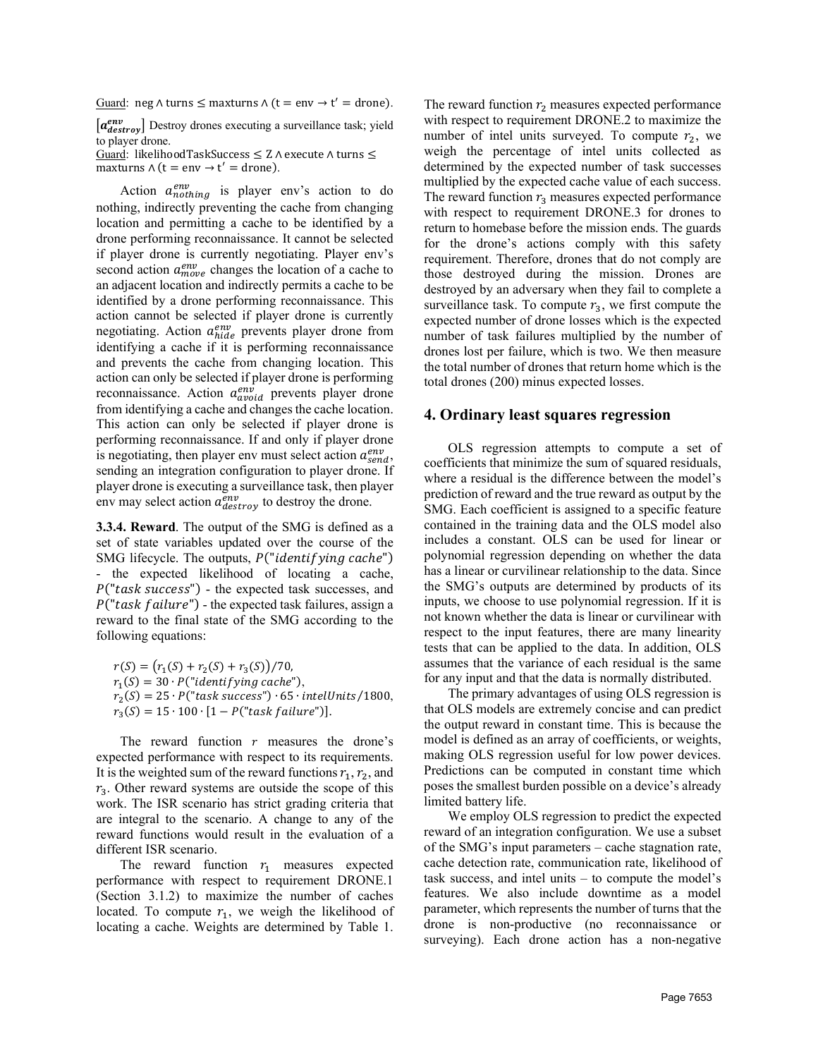<u>Guard</u>: $\text{neg} \wedge \text{turns} \leq \text{maxturns} \wedge (\text{t} = \text{env} \rightarrow \text{t}' = \text{drone})$.

$[\boldsymbol{a^{env}_{destroy}}]$ Destroy drones executing a surveillance task; yield to player drone.
<u>Guard</u>: $\text{likelihoodTaskSuccess} \leq \text{Z} \wedge \text{execute} \wedge \text{turns} \leq \text{maxturns} \wedge (\text{t} = \text{env} \rightarrow \text{t}' = \text{drone})$.

Action $a^{env}_{nothing}$ is player env's action to do nothing, indirectly preventing the cache from changing location and permitting a cache to be identified by a drone performing reconnaissance. It cannot be selected if player drone is currently negotiating. Player env's second action $a^{env}_{move}$ changes the location of a cache to an adjacent location and indirectly permits a cache to be identified by a drone performing reconnaissance. This action cannot be selected if player drone is currently negotiating. Action $a^{env}_{hide}$ prevents player drone from identifying a cache if it is performing reconnaissance and prevents the cache from changing location. This action can only be selected if player drone is performing reconnaissance. Action $a^{env}_{avoid}$ prevents player drone from identifying a cache and changes the cache location. This action can only be selected if player drone is performing reconnaissance. If and only if player drone is negotiating, then player env must select action $a^{env}_{send}$, sending an integration configuration to player drone. If player drone is executing a surveillance task, then player env may select action $a^{env}_{destroy}$ to destroy the drone.

**3.3.4. Reward**. The output of the SMG is defined as a set of state variables updated over the course of the SMG lifecycle. The outputs, $P(\text{"}identifying\ cache\text{"})$ - the expected likelihood of locating a cache, $P(\text{"}task\ success\text{"})$ - the expected task successes, and $P(\text{"}task\ failure\text{"})$ - the expected task failures, assign a reward to the final state of the SMG according to the following equations:

$$r(S) = \big(r_1(S) + r_2(S) + r_3(S)\big)/70,$$
$$r_1(S) = 30 \cdot P(\text{"}identifying\ cache\text{"}),$$
$$r_2(S) = 25 \cdot P(\text{"}task\ success\text{"}) \cdot 65 \cdot intelUnits/1800,$$
$$r_3(S) = 15 \cdot 100 \cdot [1 - P(\text{"}task\ failure\text{"})].$$

The reward function $r$ measures the drone's expected performance with respect to its requirements. It is the weighted sum of the reward functions $r_1, r_2$, and $r_3$. Other reward systems are outside the scope of this work. The ISR scenario has strict grading criteria that are integral to the scenario. A change to any of the reward functions would result in the evaluation of a different ISR scenario.

The reward function $r_1$ measures expected performance with respect to requirement DRONE.1 (Section 3.1.2) to maximize the number of caches located. To compute $r_1$, we weigh the likelihood of locating a cache. Weights are determined by Table 1. The reward function $r_2$ measures expected performance with respect to requirement DRONE.2 to maximize the number of intel units surveyed. To compute $r_2$, we weigh the percentage of intel units collected as determined by the expected number of task successes multiplied by the expected cache value of each success. The reward function $r_3$ measures expected performance with respect to requirement DRONE.3 for drones to return to homebase before the mission ends. The guards for the drone's actions comply with this safety requirement. Therefore, drones that do not comply are those destroyed during the mission. Drones are destroyed by an adversary when they fail to complete a surveillance task. To compute $r_3$, we first compute the expected number of drone losses which is the expected number of task failures multiplied by the number of drones lost per failure, which is two. We then measure the total number of drones that return home which is the total drones (200) minus expected losses.

## 4. Ordinary least squares regression

OLS regression attempts to compute a set of coefficients that minimize the sum of squared residuals, where a residual is the difference between the model's prediction of reward and the true reward as output by the SMG. Each coefficient is assigned to a specific feature contained in the training data and the OLS model also includes a constant. OLS can be used for linear or polynomial regression depending on whether the data has a linear or curvilinear relationship to the data. Since the SMG's outputs are determined by products of its inputs, we choose to use polynomial regression. If it is not known whether the data is linear or curvilinear with respect to the input features, there are many linearity tests that can be applied to the data. In addition, OLS assumes that the variance of each residual is the same for any input and that the data is normally distributed.

The primary advantages of using OLS regression is that OLS models are extremely concise and can predict the output reward in constant time. This is because the model is defined as an array of coefficients, or weights, making OLS regression useful for low power devices. Predictions can be computed in constant time which poses the smallest burden possible on a device's already limited battery life.

We employ OLS regression to predict the expected reward of an integration configuration. We use a subset of the SMG's input parameters – cache stagnation rate, cache detection rate, communication rate, likelihood of task success, and intel units – to compute the model's features. We also include downtime as a model parameter, which represents the number of turns that the drone is non-productive (no reconnaissance or surveying). Each drone action has a non-negative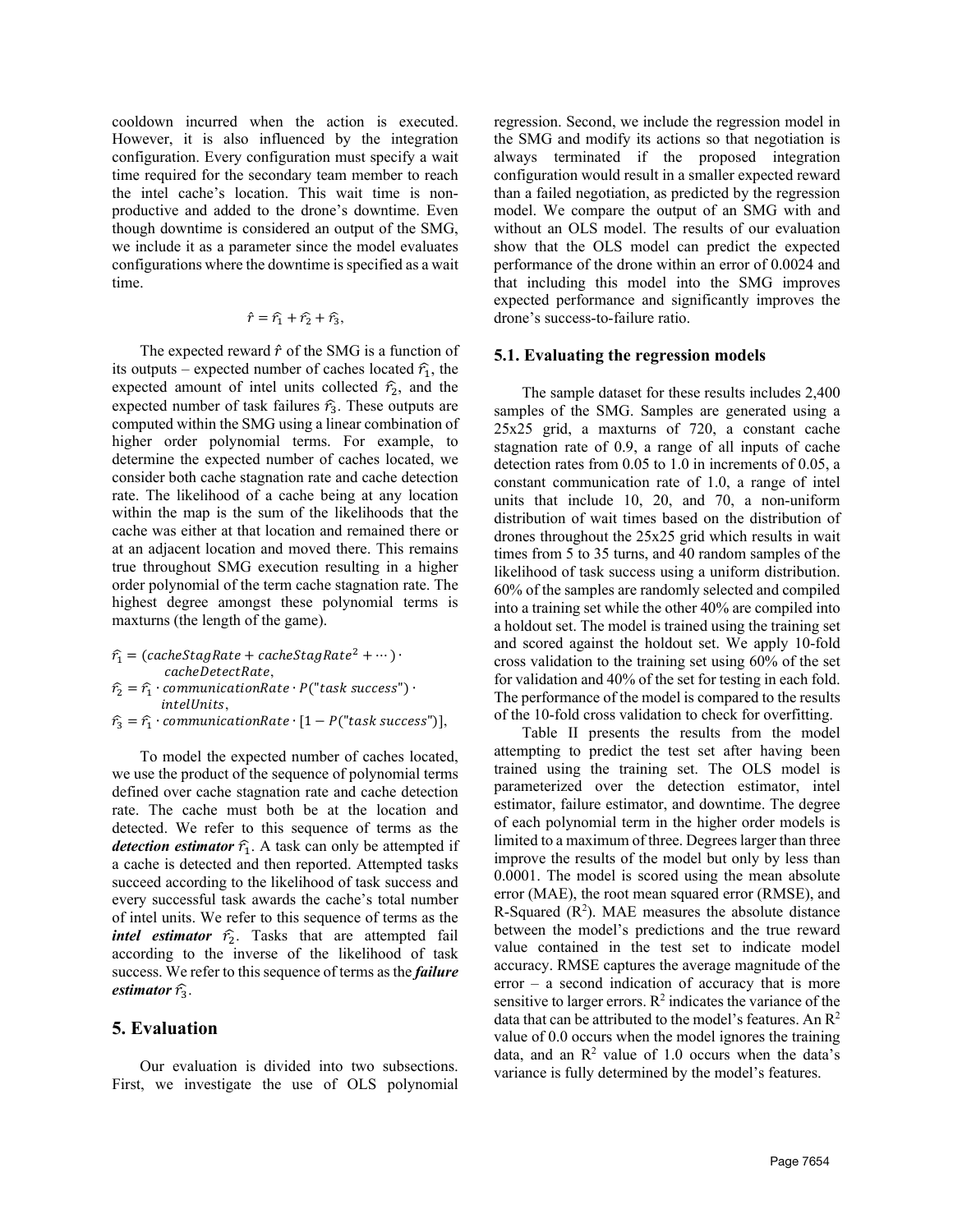cooldown incurred when the action is executed. However, it is also influenced by the integration configuration. Every configuration must specify a wait time required for the secondary team member to reach the intel cache's location. This wait time is non-productive and added to the drone's downtime. Even though downtime is considered an output of the SMG, we include it as a parameter since the model evaluates configurations where the downtime is specified as a wait time.

$$\hat{r} = \hat{r_1} + \hat{r_2} + \hat{r_3},$$

The expected reward $\hat{r}$ of the SMG is a function of its outputs – expected number of caches located $\hat{r_1}$, the expected amount of intel units collected $\hat{r_2}$, and the expected number of task failures $\hat{r_3}$. These outputs are computed within the SMG using a linear combination of higher order polynomial terms. For example, to determine the expected number of caches located, we consider both cache stagnation rate and cache detection rate. The likelihood of a cache being at any location within the map is the sum of the likelihoods that the cache was either at that location and remained there or at an adjacent location and moved there. This remains true throughout SMG execution resulting in a higher order polynomial of the term cache stagnation rate. The highest degree amongst these polynomial terms is maxturns (the length of the game).

$$\hat{r_1} = (cacheStagRate + cacheStagRate^2 + \cdots) \cdot cacheDetectRate,$$
$$\hat{r_2} = \hat{r_1} \cdot communicationRate \cdot P(\text{"}task\ success\text{"}) \cdot intelUnits,$$
$$\hat{r_3} = \hat{r_1} \cdot communicationRate \cdot [1 - P(\text{"}task\ success\text{"})],$$

To model the expected number of caches located, we use the product of the sequence of polynomial terms defined over cache stagnation rate and cache detection rate. The cache must both be at the location and detected. We refer to this sequence of terms as the ***detection estimator*** $\hat{r_1}$. A task can only be attempted if a cache is detected and then reported. Attempted tasks succeed according to the likelihood of task success and every successful task awards the cache's total number of intel units. We refer to this sequence of terms as the ***intel estimator*** $\hat{r_2}$. Tasks that are attempted fail according to the inverse of the likelihood of task success. We refer to this sequence of terms as the ***failure estimator*** $\hat{r_3}$.

## 5. Evaluation

Our evaluation is divided into two subsections. First, we investigate the use of OLS polynomial regression. Second, we include the regression model in the SMG and modify its actions so that negotiation is always terminated if the proposed integration configuration would result in a smaller expected reward than a failed negotiation, as predicted by the regression model. We compare the output of an SMG with and without an OLS model. The results of our evaluation show that the OLS model can predict the expected performance of the drone within an error of 0.0024 and that including this model into the SMG improves expected performance and significantly improves the drone's success-to-failure ratio.

### 5.1. Evaluating the regression models

The sample dataset for these results includes 2,400 samples of the SMG. Samples are generated using a 25x25 grid, a maxturns of 720, a constant cache stagnation rate of 0.9, a range of all inputs of cache detection rates from 0.05 to 1.0 in increments of 0.05, a constant communication rate of 1.0, a range of intel units that include 10, 20, and 70, a non-uniform distribution of wait times based on the distribution of drones throughout the 25x25 grid which results in wait times from 5 to 35 turns, and 40 random samples of the likelihood of task success using a uniform distribution. 60% of the samples are randomly selected and compiled into a training set while the other 40% are compiled into a holdout set. The model is trained using the training set and scored against the holdout set. We apply 10-fold cross validation to the training set using 60% of the set for validation and 40% of the set for testing in each fold. The performance of the model is compared to the results of the 10-fold cross validation to check for overfitting.

Table II presents the results from the model attempting to predict the test set after having been trained using the training set. The OLS model is parameterized over the detection estimator, intel estimator, failure estimator, and downtime. The degree of each polynomial term in the higher order models is limited to a maximum of three. Degrees larger than three improve the results of the model but only by less than 0.0001. The model is scored using the mean absolute error (MAE), the root mean squared error (RMSE), and R-Squared ($R^2$). MAE measures the absolute distance between the model's predictions and the true reward value contained in the test set to indicate model accuracy. RMSE captures the average magnitude of the error – a second indication of accuracy that is more sensitive to larger errors. $R^2$ indicates the variance of the data that can be attributed to the model's features. An $R^2$ value of 0.0 occurs when the model ignores the training data, and an $R^2$ value of 1.0 occurs when the data's variance is fully determined by the model's features.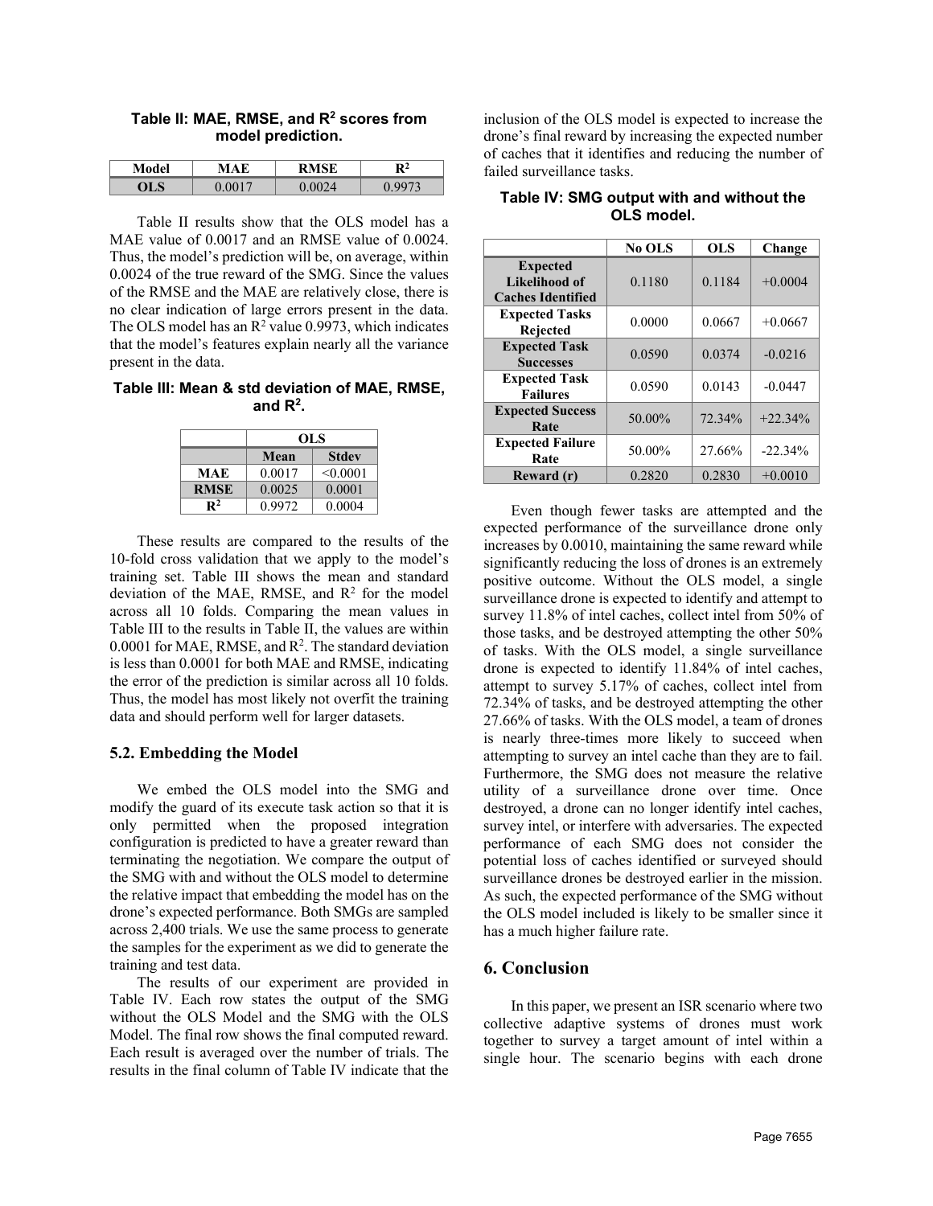**Table II: MAE, RMSE, and $R^2$ scores from model prediction.**

| Model | MAE | RMSE | $R^2$ |
|---|---|---|---|
| OLS | 0.0017 | 0.0024 | 0.9973 |

Table II results show that the OLS model has a MAE value of 0.0017 and an RMSE value of 0.0024. Thus, the model's prediction will be, on average, within 0.0024 of the true reward of the SMG. Since the values of the RMSE and the MAE are relatively close, there is no clear indication of large errors present in the data. The OLS model has an $R^2$ value 0.9973, which indicates that the model's features explain nearly all the variance present in the data.

**Table III: Mean & std deviation of MAE, RMSE, and $R^2$.**

| | OLS | |
|---|---|---|
| | Mean | Stdev |
| MAE | 0.0017 | <0.0001 |
| RMSE | 0.0025 | 0.0001 |
| $R^2$ | 0.9972 | 0.0004 |

These results are compared to the results of the 10-fold cross validation that we apply to the model's training set. Table III shows the mean and standard deviation of the MAE, RMSE, and $R^2$ for the model across all 10 folds. Comparing the mean values in Table III to the results in Table II, the values are within 0.0001 for MAE, RMSE, and $R^2$. The standard deviation is less than 0.0001 for both MAE and RMSE, indicating the error of the prediction is similar across all 10 folds. Thus, the model has most likely not overfit the training data and should perform well for larger datasets.

## 5.2. Embedding the Model

We embed the OLS model into the SMG and modify the guard of its execute task action so that it is only permitted when the proposed integration configuration is predicted to have a greater reward than terminating the negotiation. We compare the output of the SMG with and without the OLS model to determine the relative impact that embedding the model has on the drone's expected performance. Both SMGs are sampled across 2,400 trials. We use the same process to generate the samples for the experiment as we did to generate the training and test data.

The results of our experiment are provided in Table IV. Each row states the output of the SMG without the OLS Model and the SMG with the OLS Model. The final row shows the final computed reward. Each result is averaged over the number of trials. The results in the final column of Table IV indicate that the inclusion of the OLS model is expected to increase the drone's final reward by increasing the expected number of caches that it identifies and reducing the number of failed surveillance tasks.

**Table IV: SMG output with and without the OLS model.**

| | No OLS | OLS | Change |
|---|---|---|---|
| Expected Likelihood of Caches Identified | 0.1180 | 0.1184 | +0.0004 |
| Expected Tasks Rejected | 0.0000 | 0.0667 | +0.0667 |
| Expected Task Successes | 0.0590 | 0.0374 | -0.0216 |
| Expected Task Failures | 0.0590 | 0.0143 | -0.0447 |
| Expected Success Rate | 50.00% | 72.34% | +22.34% |
| Expected Failure Rate | 50.00% | 27.66% | -22.34% |
| Reward (r) | 0.2820 | 0.2830 | +0.0010 |

Even though fewer tasks are attempted and the expected performance of the surveillance drone only increases by 0.0010, maintaining the same reward while significantly reducing the loss of drones is an extremely positive outcome. Without the OLS model, a single surveillance drone is expected to identify and attempt to survey 11.8% of intel caches, collect intel from 50% of those tasks, and be destroyed attempting the other 50% of tasks. With the OLS model, a single surveillance drone is expected to identify 11.84% of intel caches, attempt to survey 5.17% of caches, collect intel from 72.34% of caches, and be destroyed attempting the other 27.66% of tasks. With the OLS model, a team of drones is nearly three-times more likely to succeed when attempting to survey an intel cache than they are to fail. Furthermore, the SMG does not measure the relative utility of a surveillance drone over time. Once destroyed, a drone can no longer identify intel caches, survey intel, or interfere with adversaries. The expected performance of each SMG does not consider the potential loss of caches identified or surveyed should surveillance drones be destroyed earlier in the mission. As such, the expected performance of the SMG without the OLS model included is likely to be smaller since it has a much higher failure rate.

# 6. Conclusion

In this paper, we present an ISR scenario where two collective adaptive systems of drones must work together to survey a target amount of intel within a single hour. The scenario begins with each drone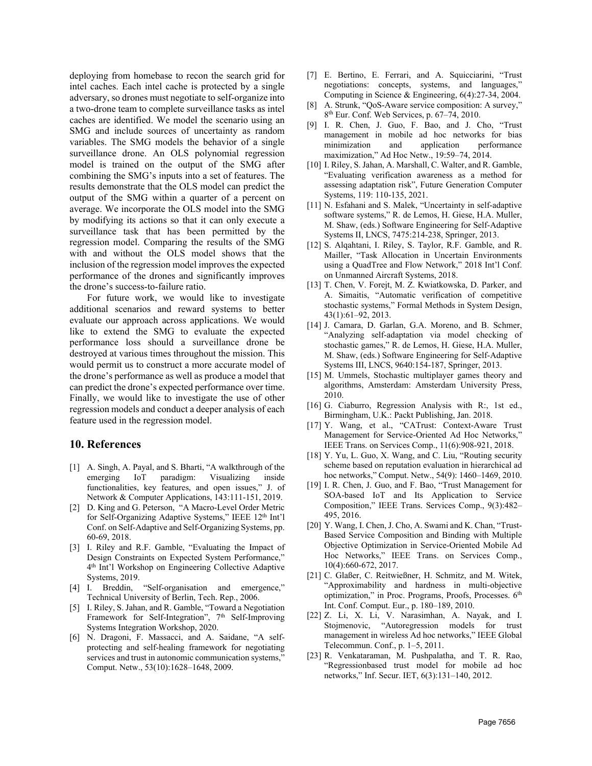deploying from homebase to recon the search grid for intel caches. Each intel cache is protected by a single adversary, so drones must negotiate to self-organize into a two-drone team to complete surveillance tasks as intel caches are identified. We model the scenario using an SMG and include sources of uncertainty as random variables. The SMG models the behavior of a single surveillance drone. An OLS polynomial regression model is trained on the output of the SMG after combining the SMG's inputs into a set of features. The results demonstrate that the OLS model can predict the output of the SMG within a quarter of a percent on average. We incorporate the OLS model into the SMG by modifying its actions so that it can only execute a surveillance task that has been permitted by the regression model. Comparing the results of the SMG with and without the OLS model shows that the inclusion of the regression model improves the expected performance of the drones and significantly improves the drone's success-to-failure ratio.

For future work, we would like to investigate additional scenarios and reward systems to better evaluate our approach across applications. We would like to extend the SMG to evaluate the expected performance loss should a surveillance drone be destroyed at various times throughout the mission. This would permit us to construct a more accurate model of the drone's performance as well as produce a model that can predict the drone's expected performance over time. Finally, we would like to investigate the use of other regression models and conduct a deeper analysis of each feature used in the regression model.

## 10. References

[1] A. Singh, A. Payal, and S. Bharti, "A walkthrough of the emerging IoT paradigm: Visualizing inside functionalities, key features, and open issues," J. of Network & Computer Applications, 143:111-151, 2019.

[2] D. King and G. Peterson, "A Macro-Level Order Metric for Self-Organizing Adaptive Systems," IEEE 12th Int'l Conf. on Self-Adaptive and Self-Organizing Systems, pp. 60-69, 2018.

[3] I. Riley and R.F. Gamble, "Evaluating the Impact of Design Constraints on Expected System Performance," 4th Int'l Workshop on Engineering Collective Adaptive Systems, 2019.

[4] I. Breddin, "Self-organisation and emergence," Technical University of Berlin, Tech. Rep., 2006.

[5] I. Riley, S. Jahan, and R. Gamble, "Toward a Negotiation Framework for Self-Integration", 7th Self-Improving Systems Integration Workshop, 2020.

[6] N. Dragoni, F. Massacci, and A. Saidane, "A self-protecting and self-healing framework for negotiating services and trust in autonomic communication systems," Comput. Netw., 53(10):1628–1648, 2009.

[7] E. Bertino, E. Ferrari, and A. Squicciarini, "Trust negotiations: concepts, systems, and languages," Computing in Science & Engineering, 6(4):27-34, 2004.

[8] A. Strunk, "QoS-Aware service composition: A survey," 8th Eur. Conf. Web Services, p. 67–74, 2010.

[9] I. R. Chen, J. Guo, F. Bao, and J. Cho, "Trust management in mobile ad hoc networks for bias minimization and application performance maximization," Ad Hoc Netw., 19:59–74, 2014.

[10] I. Riley, S. Jahan, A. Marshall, C. Walter, and R. Gamble, "Evaluating verification awareness as a method for assessing adaptation risk", Future Generation Computer Systems, 119: 110-135, 2021.

[11] N. Esfahani and S. Malek, "Uncertainty in self-adaptive software systems," R. de Lemos, H. Giese, H.A. Muller, M. Shaw, (eds.) Software Engineering for Self-Adaptive Systems II, LNCS, 7475:214-238, Springer, 2013.

[12] S. Alqahtani, I. Riley, S. Taylor, R.F. Gamble, and R. Mailler, "Task Allocation in Uncertain Environments using a QuadTree and Flow Network," 2018 Int'l Conf. on Unmanned Aircraft Systems, 2018.

[13] T. Chen, V. Forejt, M. Z. Kwiatkowska, D. Parker, and A. Simaitis, "Automatic verification of competitive stochastic systems," Formal Methods in System Design, 43(1):61–92, 2013.

[14] J. Camara, D. Garlan, G.A. Moreno, and B. Schmer, "Analyzing self-adaptation via model checking of stochastic games," R. de Lemos, H. Giese, H.A. Muller, M. Shaw, (eds.) Software Engineering for Self-Adaptive Systems III, LNCS, 9640:154-187, Springer, 2013.

[15] M. Ummels, Stochastic multiplayer games theory and algorithms, Amsterdam: Amsterdam University Press, 2010.

[16] G. Ciaburro, Regression Analysis with R:, 1st ed., Birmingham, U.K.: Packt Publishing, Jan. 2018.

[17] Y. Wang, et al., "CATrust: Context-Aware Trust Management for Service-Oriented Ad Hoc Networks," IEEE Trans. on Services Comp., 11(6):908-921, 2018.

[18] Y. Yu, L. Guo, X. Wang, and C. Liu, "Routing security scheme based on reputation evaluation in hierarchical ad hoc networks," Comput. Netw., 54(9): 1460–1469, 2010.

[19] I. R. Chen, J. Guo, and F. Bao, "Trust Management for SOA-based IoT and Its Application to Service Composition," IEEE Trans. Services Comp., 9(3):482–495, 2016.

[20] Y. Wang, I. Chen, J. Cho, A. Swami and K. Chan, "Trust-Based Service Composition and Binding with Multiple Objective Optimization in Service-Oriented Mobile Ad Hoc Networks," IEEE Trans. on Services Comp., 10(4):660-672, 2017.

[21] C. Glaßer, C. Reitwießner, H. Schmitz, and M. Witek, "Approximability and hardness in multi-objective optimization," in Proc. Programs, Proofs, Processes. 6th Int. Conf. Comput. Eur., p. 180–189, 2010.

[22] Z. Li, X. Li, V. Narasimhan, A. Nayak, and I. Stojmenovic, "Autoregression models for trust management in wireless Ad hoc networks," IEEE Global Telecommun. Conf., p. 1–5, 2011.

[23] R. Venkataraman, M. Pushpalatha, and T. R. Rao, "Regressionbased trust model for mobile ad hoc networks," Inf. Secur. IET, 6(3):131–140, 2012.